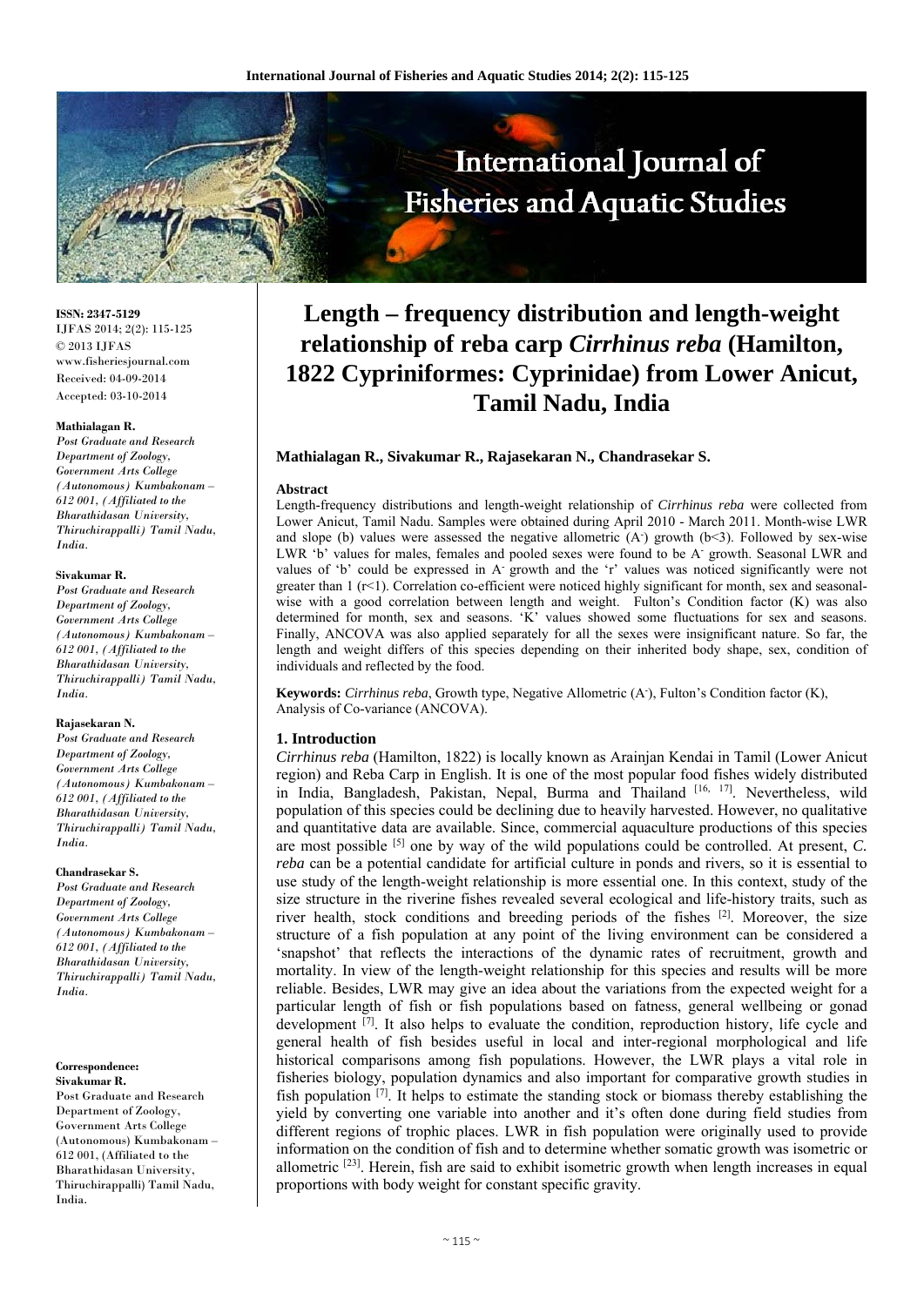**ISSN: 2347-5129**
IJFAS 2014; 2(2): 115-125
© 2013 IJFAS
www.fisheriesjournal.com
Received: 04-09-2014
Accepted: 03-10-2014

**Mathialagan R.**
*Post Graduate and Research Department of Zoology, Government Arts College (Autonomous) Kumbakonam – 612 001, (Affiliated to the Bharathidasan University, Thiruchirappalli) Tamil Nadu, India.*

**Sivakumar R.**
*Post Graduate and Research Department of Zoology, Government Arts College (Autonomous) Kumbakonam – 612 001, (Affiliated to the Bharathidasan University, Thiruchirappalli) Tamil Nadu, India.*

**Rajasekaran N.**
*Post Graduate and Research Department of Zoology, Government Arts College (Autonomous) Kumbakonam – 612 001, (Affiliated to the Bharathidasan University, Thiruchirappalli) Tamil Nadu, India.*

**Chandrasekar S.**
*Post Graduate and Research Department of Zoology, Government Arts College (Autonomous) Kumbakonam – 612 001, (Affiliated to the Bharathidasan University, Thiruchirappalli) Tamil Nadu, India.*

**Correspondence:**
**Sivakumar R.**
Post Graduate and Research Department of Zoology, Government Arts College (Autonomous) Kumbakonam – 612 001, (Affiliated to the Bharathidasan University, Thiruchirappalli) Tamil Nadu, India.

# Length – frequency distribution and length-weight relationship of reba carp *Cirrhinus reba* (Hamilton, 1822 Cypriniformes: Cyprinidae) from Lower Anicut, Tamil Nadu, India

**Mathialagan R., Sivakumar R., Rajasekaran N., Chandrasekar S.**

**Abstract**

Length-frequency distributions and length-weight relationship of *Cirrhinus reba* were collected from Lower Anicut, Tamil Nadu. Samples were obtained during April 2010 - March 2011. Month-wise LWR and slope (b) values were assessed the negative allometric ($A^-$) growth ($b<3$). Followed by sex-wise LWR 'b' values for males, females and pooled sexes were found to be $A^-$ growth. Seasonal LWR and values of 'b' could be expressed in $A^-$ growth and the 'r' values was noticed significantly were not greater than 1 ($r<1$). Correlation co-efficient were noticed highly significant for month, sex and seasonal-wise with a good correlation between length and weight. Fulton's Condition factor (K) was also determined for month, sex and seasons. 'K' values showed some fluctuations for sex and seasons. Finally, ANCOVA was also applied separately for all the sexes were insignificant nature. So far, the length and weight differs of this species depending on their inherited body shape, sex, condition of individuals and reflected by the food.

**Keywords:** *Cirrhinus reba*, Growth type, Negative Allometric ($A^-$), Fulton's Condition factor (K), Analysis of Co-variance (ANCOVA).

## 1. Introduction

*Cirrhinus reba* (Hamilton, 1822) is locally known as Arainjan Kendai in Tamil (Lower Anicut region) and Reba Carp in English. It is one of the most popular food fishes widely distributed in India, Bangladesh, Pakistan, Nepal, Burma and Thailand [16, 17]. Nevertheless, wild population of this species could be declining due to heavily harvested. However, no qualitative and quantitative data are available. Since, commercial aquaculture productions of this species are most possible [5] one by way of the wild populations could be controlled. At present, *C. reba* can be a potential candidate for artificial culture in ponds and rivers, so it is essential to use study of the length-weight relationship is more essential one. In this context, study of the size structure in the riverine fishes revealed several ecological and life-history traits, such as river health, stock conditions and breeding periods of the fishes [2]. Moreover, the size structure of a fish population at any point of the living environment can be considered a 'snapshot' that reflects the interactions of the dynamic rates of recruitment, growth and mortality. In view of the length-weight relationship for this species and results will be more reliable. Besides, LWR may give an idea about the variations from the expected weight for a particular length of fish or fish populations based on fatness, general wellbeing or gonad development [7]. It also helps to evaluate the condition, reproduction history, life cycle and general health of fish besides useful in local and inter-regional morphological and life historical comparisons among fish populations. However, the LWR plays a vital role in fisheries biology, population dynamics and also important for comparative growth studies in fish population [7]. It helps to estimate the standing stock or biomass thereby establishing the yield by converting one variable into another and it's often done during field studies from different regions of trophic places. LWR in fish population were originally used to provide information on the condition of fish and to determine whether somatic growth was isometric or allometric [23]. Herein, fish are said to exhibit isometric growth when length increases in equal proportions with body weight for constant specific gravity.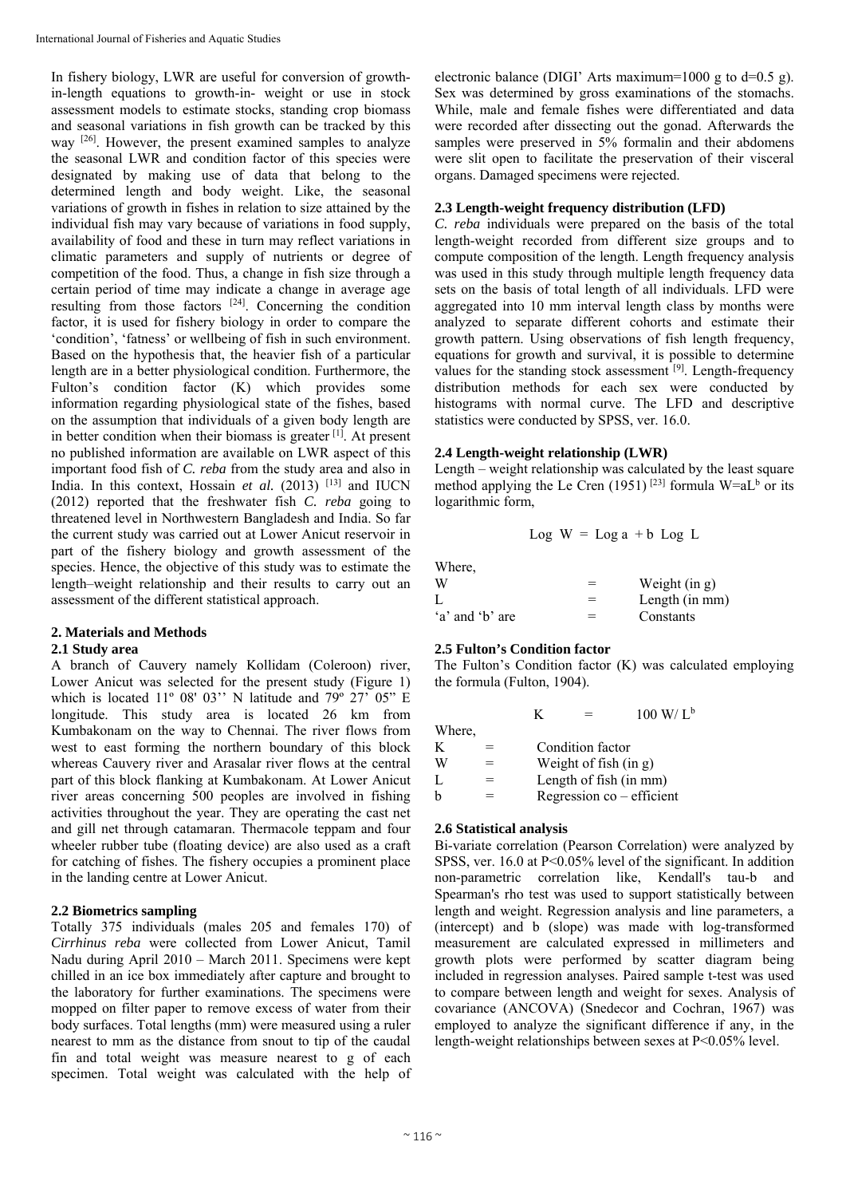In fishery biology, LWR are useful for conversion of growth-in-length equations to growth-in- weight or use in stock assessment models to estimate stocks, standing crop biomass and seasonal variations in fish growth can be tracked by this way [26]. However, the present examined samples to analyze the seasonal LWR and condition factor of this species were designated by making use of data that belong to the determined length and body weight. Like, the seasonal variations of growth in fishes in relation to size attained by the individual fish may vary because of variations in food supply, availability of food and these in turn may reflect variations in climatic parameters and supply of nutrients or degree of competition of the food. Thus, a change in fish size through a certain period of time may indicate a change in average age resulting from those factors [24]. Concerning the condition factor, it is used for fishery biology in order to compare the 'condition', 'fatness' or wellbeing of fish in such environment. Based on the hypothesis that, the heavier fish of a particular length are in a better physiological condition. Furthermore, the Fulton's condition factor (K) which provides some information regarding physiological state of the fishes, based on the assumption that individuals of a given body length are in better condition when their biomass is greater [1]. At present no published information are available on LWR aspect of this important food fish of *C. reba* from the study area and also in India. In this context, Hossain *et al.* (2013) [13] and IUCN (2012) reported that the freshwater fish *C. reba* going to threatened level in Northwestern Bangladesh and India. So far the current study was carried out at Lower Anicut reservoir in part of the fishery biology and growth assessment of the species. Hence, the objective of this study was to estimate the length–weight relationship and their results to carry out an assessment of the different statistical approach.

## 2. Materials and Methods

### 2.1 Study area

A branch of Cauvery namely Kollidam (Coleroon) river, Lower Anicut was selected for the present study (Figure 1) which is located 11º 08' 03'' N latitude and 79º 27' 05" E longitude. This study area is located 26 km from Kumbakonam on the way to Chennai. The river flows from west to east forming the northern boundary of this block whereas Cauvery river and Arasalar river flows at the central part of this block flanking at Kumbakonam. At Lower Anicut river areas concerning 500 peoples are involved in fishing activities throughout the year. They are operating the cast net and gill net through catamaran. Thermacole teppam and four wheeler rubber tube (floating device) are also used as a craft for catching of fishes. The fishery occupies a prominent place in the landing centre at Lower Anicut.

### 2.2 Biometrics sampling

Totally 375 individuals (males 205 and females 170) of *Cirrhinus reba* were collected from Lower Anicut, Tamil Nadu during April 2010 – March 2011. Specimens were kept chilled in an ice box immediately after capture and brought to the laboratory for further examinations. The specimens were mopped on filter paper to remove excess of water from their body surfaces. Total lengths (mm) were measured using a ruler nearest to mm as the distance from snout to tip of the caudal fin and total weight was measure nearest to g of each specimen. Total weight was calculated with the help of electronic balance (DIGI' Arts maximum=1000 g to d=0.5 g). Sex was determined by gross examinations of the stomachs. While, male and female fishes were differentiated and data were recorded after dissecting out the gonad. Afterwards the samples were preserved in 5% formalin and their abdomens were slit open to facilitate the preservation of their visceral organs. Damaged specimens were rejected.

### 2.3 Length-weight frequency distribution (LFD)

*C. reba* individuals were prepared on the basis of the total length-weight recorded from different size groups and to compute composition of the length. Length frequency analysis was used in this study through multiple length frequency data sets on the basis of total length of all individuals. LFD were aggregated into 10 mm interval length class by months were analyzed to separate different cohorts and estimate their growth pattern. Using observations of fish length frequency, equations for growth and survival, it is possible to determine values for the standing stock assessment [9]. Length-frequency distribution methods for each sex were conducted by histograms with normal curve. The LFD and descriptive statistics were conducted by SPSS, ver. 16.0.

### 2.4 Length-weight relationship (LWR)

Length – weight relationship was calculated by the least square method applying the Le Cren (1951) [23] formula $W=aL^b$ or its logarithmic form,

$$\text{Log } W = \text{Log } a + b \text{ Log } L$$

Where,

W = Weight (in g)
L = Length (in mm)
'a' and 'b' are = Constants

### 2.5 Fulton's Condition factor

The Fulton's Condition factor (K) was calculated employing the formula (Fulton, 1904).

$$K = 100\ W/\ L^b$$

Where,

K = Condition factor
W = Weight of fish (in g)
L = Length of fish (in mm)
b = Regression co – efficient

### 2.6 Statistical analysis

Bi-variate correlation (Pearson Correlation) were analyzed by SPSS, ver. 16.0 at $P<0.05\%$ level of the significant. In addition non-parametric correlation like, Kendall's tau-b and Spearman's rho test was used to support statistically between length and weight. Regression analysis and line parameters, a (intercept) and b (slope) was made with log-transformed measurement are calculated expressed in millimeters and growth plots were performed by scatter diagram being included in regression analyses. Paired sample t-test was used to compare between length and weight for sexes. Analysis of covariance (ANCOVA) (Snedecor and Cochran, 1967) was employed to analyze the significant difference if any, in the length-weight relationships between sexes at $P<0.05\%$ level.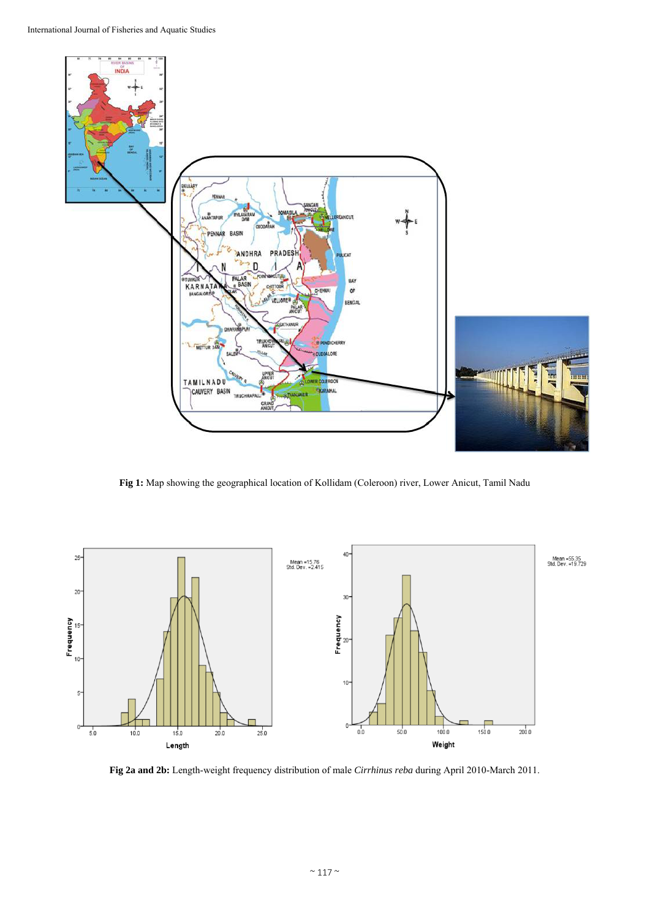**Fig 1:** Map showing the geographical location of Kollidam (Coleroon) river, Lower Anicut, Tamil Nadu

**Fig 2a and 2b:** Length-weight frequency distribution of male *Cirrhinus reba* during April 2010-March 2011.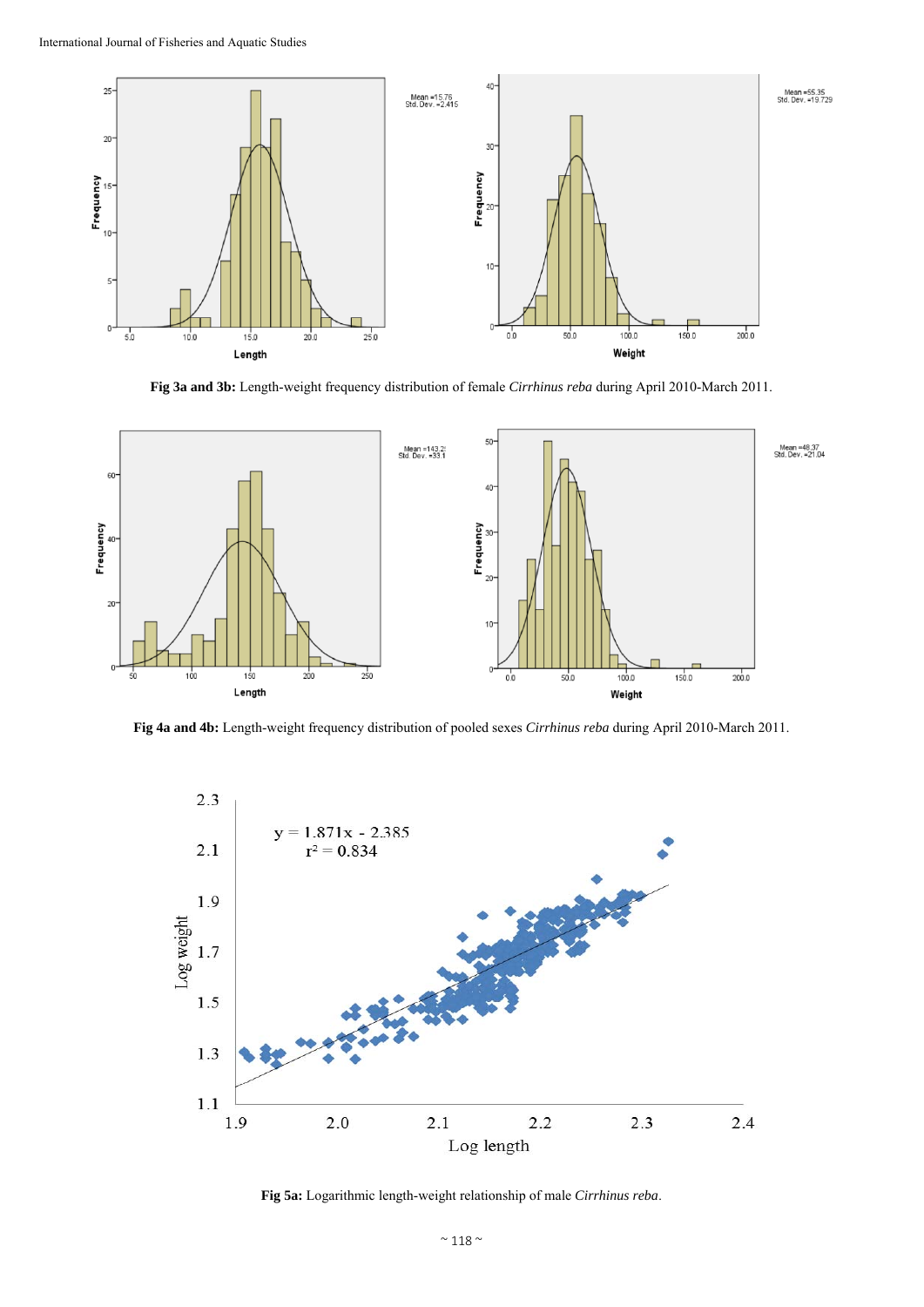Fig 3a and 3b: Length-weight frequency distribution of female *Cirrhinus reba* during April 2010-March 2011.

Fig 4a and 4b: Length-weight frequency distribution of pooled sexes *Cirrhinus reba* during April 2010-March 2011.

Fig 5a: Logarithmic length-weight relationship of male *Cirrhinus reba*.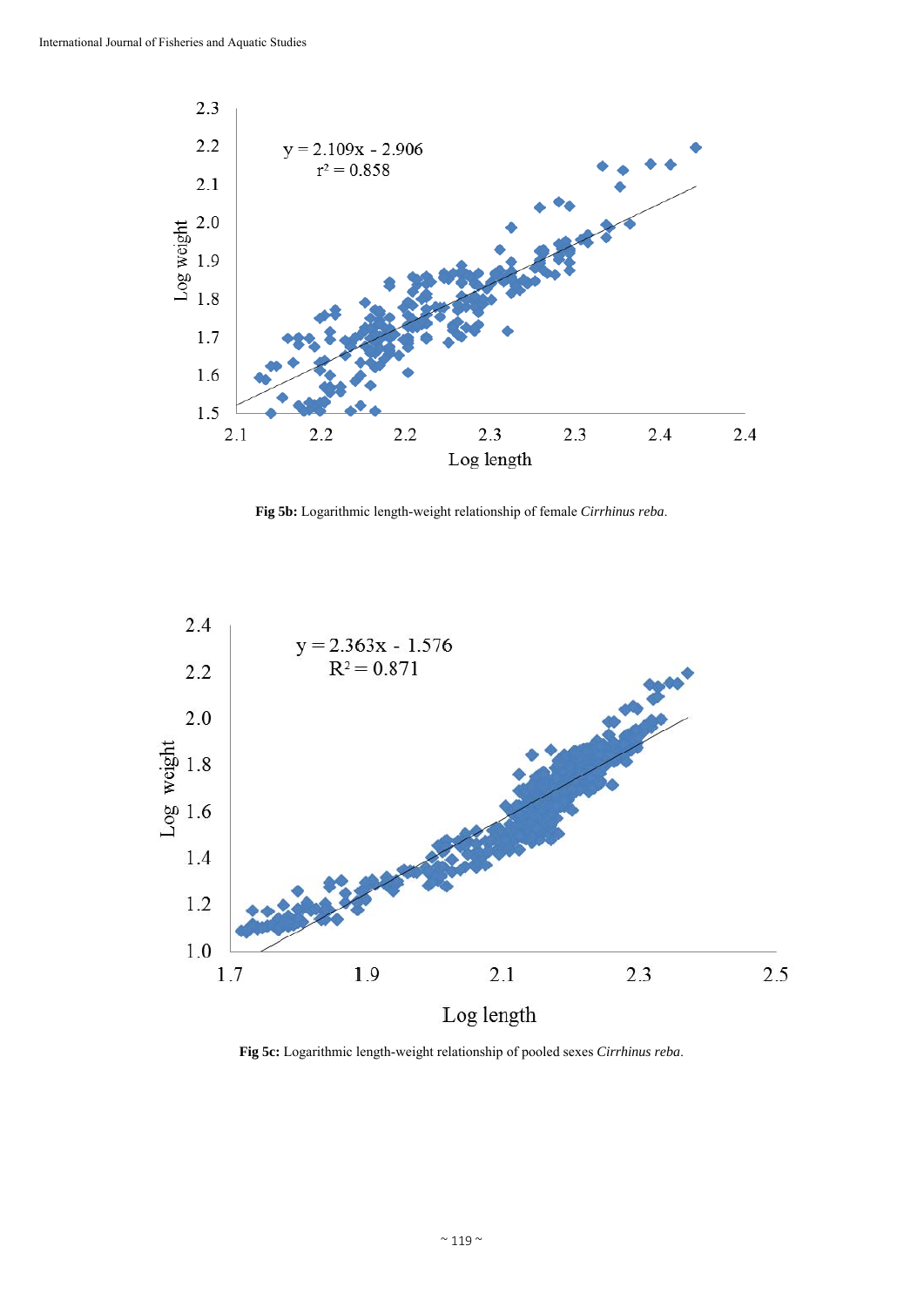Fig 5b: Logarithmic length-weight relationship of female *Cirrhinus reba*.

Fig 5c: Logarithmic length-weight relationship of pooled sexes *Cirrhinus reba*.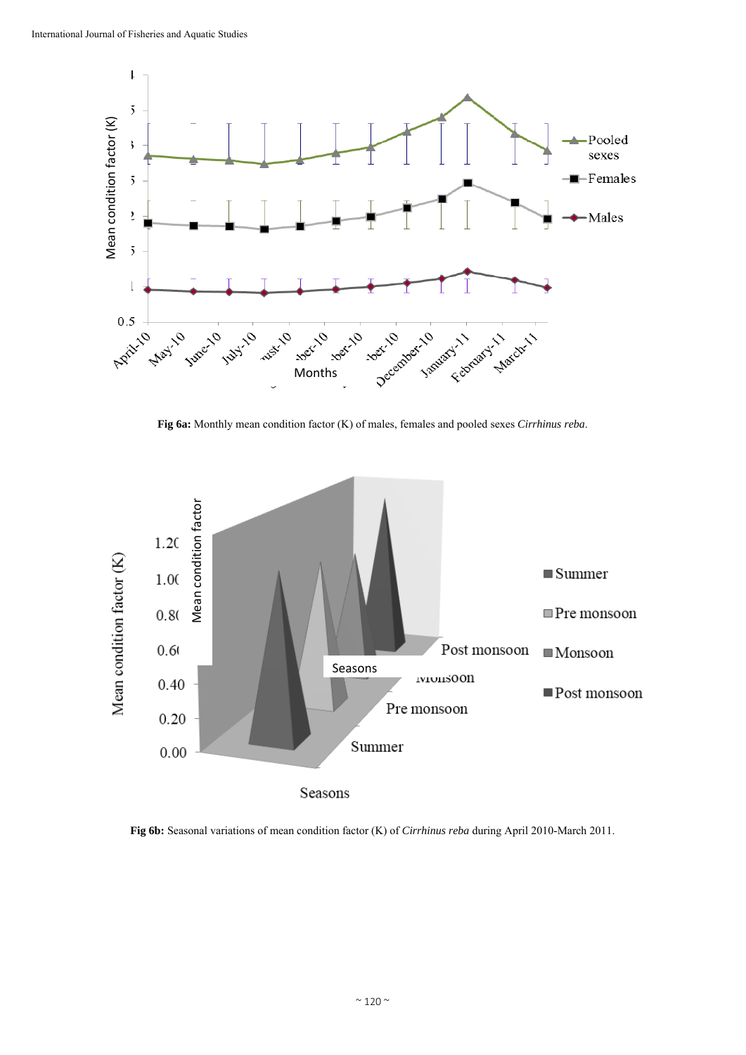**Fig 6a:** Monthly mean condition factor (K) of males, females and pooled sexes *Cirrhinus reba*.

**Fig 6b:** Seasonal variations of mean condition factor (K) of *Cirrhinus reba* during April 2010-March 2011.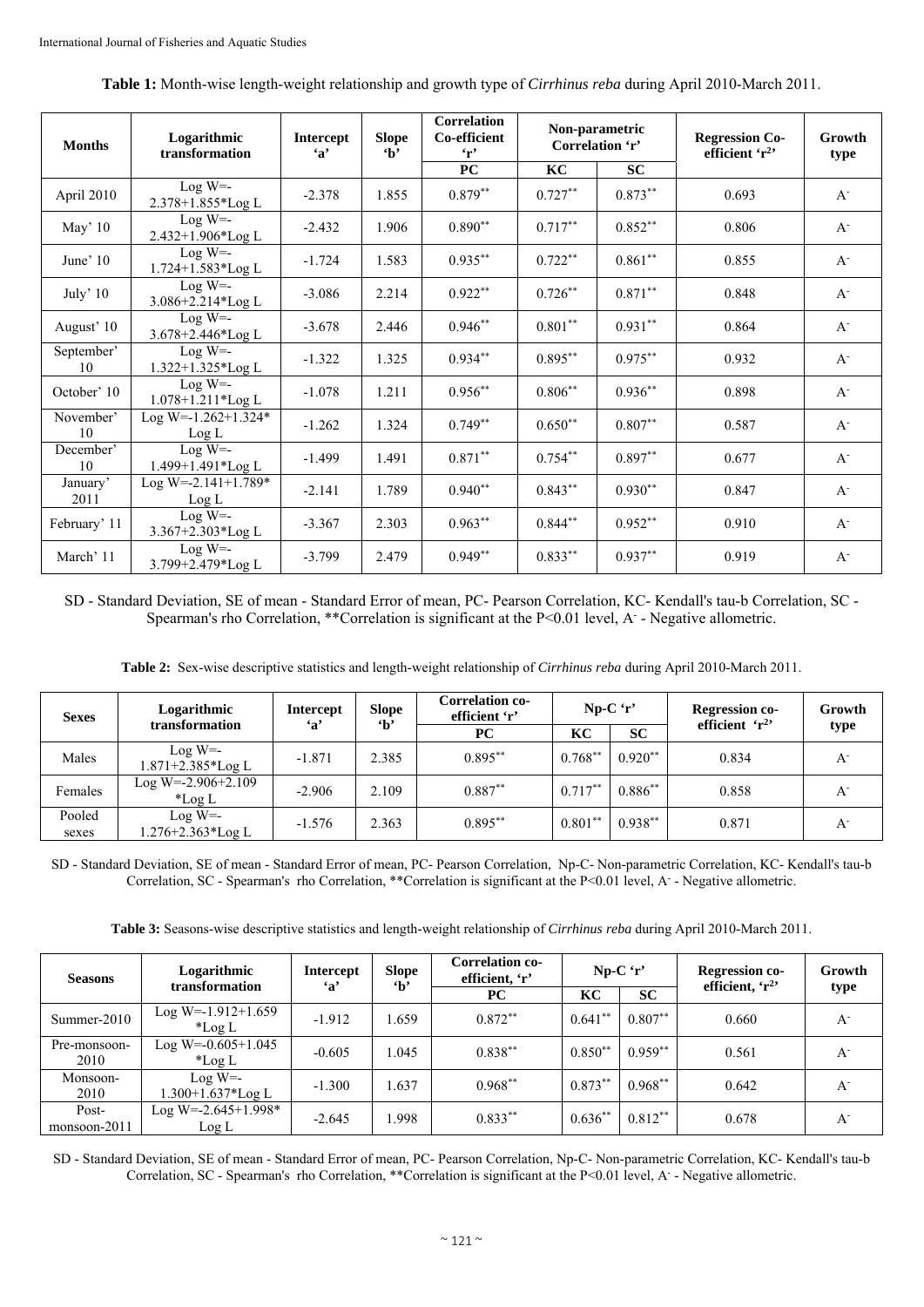**Table 1:** Month-wise length-weight relationship and growth type of *Cirrhinus reba* during April 2010-March 2011.

| Months | Logarithmic transformation | Intercept 'a' | Slope 'b' | Correlation Co-efficient 'r' | Non-parametric Correlation 'r' | | Regression Co-efficient '$r^2$' | Growth type |
|---|---|---|---|---|---|---|---|---|
| | | | | PC | KC | SC | | |
| April 2010 | Log W=-2.378+1.855*Log L | -2.378 | 1.855 | $0.879^{**}$ | $0.727^{**}$ | $0.873^{**}$ | 0.693 | $A^-$ |
| May' 10 | Log W=-2.432+1.906*Log L | -2.432 | 1.906 | $0.890^{**}$ | $0.717^{**}$ | $0.852^{**}$ | 0.806 | $A^-$ |
| June' 10 | Log W=-1.724+1.583*Log L | -1.724 | 1.583 | $0.935^{**}$ | $0.722^{**}$ | $0.861^{**}$ | 0.855 | $A^-$ |
| July' 10 | Log W=-3.086+2.214*Log L | -3.086 | 2.214 | $0.922^{**}$ | $0.726^{**}$ | $0.871^{**}$ | 0.848 | $A^-$ |
| August' 10 | Log W=-3.678+2.446*Log L | -3.678 | 2.446 | $0.946^{**}$ | $0.801^{**}$ | $0.931^{**}$ | 0.864 | $A^-$ |
| September' 10 | Log W=-1.322+1.325*Log L | -1.322 | 1.325 | $0.934^{**}$ | $0.895^{**}$ | $0.975^{**}$ | 0.932 | $A^-$ |
| October' 10 | Log W=-1.078+1.211*Log L | -1.078 | 1.211 | $0.956^{**}$ | $0.806^{**}$ | $0.936^{**}$ | 0.898 | $A^-$ |
| November' 10 | Log W=-1.262+1.324* Log L | -1.262 | 1.324 | $0.749^{**}$ | $0.650^{**}$ | $0.807^{**}$ | 0.587 | $A^-$ |
| December' 10 | Log W=-1.499+1.491*Log L | -1.499 | 1.491 | $0.871^{**}$ | $0.754^{**}$ | $0.897^{**}$ | 0.677 | $A^-$ |
| January' 2011 | Log W=-2.141+1.789* Log L | -2.141 | 1.789 | $0.940^{**}$ | $0.843^{**}$ | $0.930^{**}$ | 0.847 | $A^-$ |
| February' 11 | Log W=-3.367+2.303*Log L | -3.367 | 2.303 | $0.963^{**}$ | $0.844^{**}$ | $0.952^{**}$ | 0.910 | $A^-$ |
| March' 11 | Log W=-3.799+2.479*Log L | -3.799 | 2.479 | $0.949^{**}$ | $0.833^{**}$ | $0.937^{**}$ | 0.919 | $A^-$ |

SD - Standard Deviation, SE of mean - Standard Error of mean, PC- Pearson Correlation, KC- Kendall's tau-b Correlation, SC - Spearman's rho Correlation, **Correlation is significant at the P<0.01 level, $A^-$ - Negative allometric.

**Table 2:** Sex-wise descriptive statistics and length-weight relationship of *Cirrhinus reba* during April 2010-March 2011.

| Sexes | Logarithmic transformation | Intercept 'a' | Slope 'b' | Correlation co-efficient 'r' | Np-C 'r' | | Regression co-efficient '$r^2$' | Growth type |
|---|---|---|---|---|---|---|---|---|
| | | | | PC | KC | SC | | |
| Males | Log W=-1.871+2.385*Log L | -1.871 | 2.385 | $0.895^{**}$ | $0.768^{**}$ | $0.920^{**}$ | 0.834 | $A^-$ |
| Females | Log W=-2.906+2.109 *Log L | -2.906 | 2.109 | $0.887^{**}$ | $0.717^{**}$ | $0.886^{**}$ | 0.858 | $A^-$ |
| Pooled sexes | Log W=-1.276+2.363*Log L | -1.576 | 2.363 | $0.895^{**}$ | $0.801^{**}$ | $0.938^{**}$ | 0.871 | $A^-$ |

SD - Standard Deviation, SE of mean - Standard Error of mean, PC- Pearson Correlation, Np-C- Non-parametric Correlation, KC- Kendall's tau-b Correlation, SC - Spearman's rho Correlation, **Correlation is significant at the P<0.01 level, $A^-$ - Negative allometric.

**Table 3:** Seasons-wise descriptive statistics and length-weight relationship of *Cirrhinus reba* during April 2010-March 2011.

| Seasons | Logarithmic transformation | Intercept 'a' | Slope 'b' | Correlation co-efficient, 'r' | Np-C 'r' | | Regression co-efficient, '$r^2$' | Growth type |
|---|---|---|---|---|---|---|---|---|
| | | | | PC | KC | SC | | |
| Summer-2010 | Log W=-1.912+1.659 *Log L | -1.912 | 1.659 | $0.872^{**}$ | $0.641^{**}$ | $0.807^{**}$ | 0.660 | $A^-$ |
| Pre-monsoon-2010 | Log W=-0.605+1.045 *Log L | -0.605 | 1.045 | $0.838^{**}$ | $0.850^{**}$ | $0.959^{**}$ | 0.561 | $A^-$ |
| Monsoon-2010 | Log W=-1.300+1.637*Log L | -1.300 | 1.637 | $0.968^{**}$ | $0.873^{**}$ | $0.968^{**}$ | 0.642 | $A^-$ |
| Post-monsoon-2011 | Log W=-2.645+1.998* Log L | -2.645 | 1.998 | $0.833^{**}$ | $0.636^{**}$ | $0.812^{**}$ | 0.678 | $A^-$ |

SD - Standard Deviation, SE of mean - Standard Error of mean, PC- Pearson Correlation, Np-C- Non-parametric Correlation, KC- Kendall's tau-b Correlation, SC - Spearman's rho Correlation, **Correlation is significant at the P<0.01 level, $A^-$ - Negative allometric.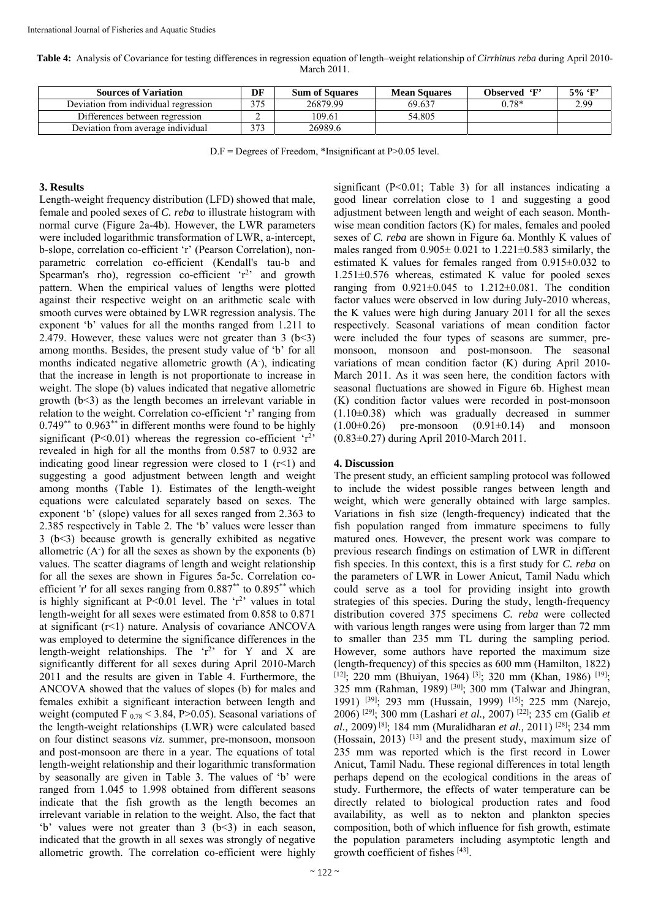**Table 4:** Analysis of Covariance for testing differences in regression equation of length–weight relationship of *Cirrhinus reba* during April 2010-March 2011.

| Sources of Variation | DF | Sum of Squares | Mean Squares | Observed 'F' | 5% 'F' |
|---|---|---|---|---|---|
| Deviation from individual regression | 375 | 26879.99 | 69.637 | 0.78* | 2.99 |
| Differences between regression | 2 | 109.61 | 54.805 | | |
| Deviation from average individual | 373 | 26989.6 | | | |

D.F = Degrees of Freedom, *Insignificant at P>0.05 level.

## 3. Results

Length-weight frequency distribution (LFD) showed that male, female and pooled sexes of *C. reba* to illustrate histogram with normal curve (Figure 2a-4b). However, the LWR parameters were included logarithmic transformation of LWR, a-intercept, b-slope, correlation co-efficient 'r' (Pearson Correlation), non-parametric correlation co-efficient (Kendall's tau-b and Spearman's rho), regression co-efficient '$r^2$' and growth pattern. When the empirical values of lengths were plotted against their respective weight on an arithmetic scale with smooth curves were obtained by LWR regression analysis. The exponent 'b' values for all the months ranged from 1.211 to 2.479. However, these values were not greater than 3 (b<3) among months. Besides, the present study value of 'b' for all months indicated negative allometric growth ($A^-$), indicating that the increase in length is not proportionate to increase in weight. The slope (b) values indicated that negative allometric growth (b<3) as the length becomes an irrelevant variable in relation to the weight. Correlation co-efficient 'r' ranging from $0.749^{**}$ to $0.963^{**}$ in different months were found to be highly significant (P<0.01) whereas the regression co-efficient '$r^2$' revealed in high for all the months from 0.587 to 0.932 are indicating good linear regression were closed to 1 (r<1) and suggesting a good adjustment between length and weight among months (Table 1). Estimates of the length-weight equations were calculated separately based on sexes. The exponent 'b' (slope) values for all sexes ranged from 2.363 to 2.385 respectively in Table 2. The 'b' values were lesser than 3 (b<3) because growth is generally exhibited as negative allometric ($A^-$) for all the sexes as shown by the exponents (b) values. The scatter diagrams of length and weight relationship for all the sexes are shown in Figures 5a-5c. Correlation co-efficient 'r' for all sexes ranging from $0.887^{**}$ to $0.895^{**}$ which is highly significant at P<0.01 level. The '$r^2$' values in total length-weight for all sexes were estimated from 0.858 to 0.871 at significant (r<1) nature. Analysis of covariance ANCOVA was employed to determine the significance differences in the length-weight relationships. The '$r^2$' for Y and X are significantly different for all sexes during April 2010-March 2011 and the results are given in Table 4. Furthermore, the ANCOVA showed that the values of slopes (b) for males and females exhibit a significant interaction between length and weight (computed $F_{0.78} < 3.84$, P>0.05). Seasonal variations of the length-weight relationships (LWR) were calculated based on four distinct seasons *viz.* summer, pre-monsoon, monsoon and post-monsoon are there in a year. The equations of total length-weight relationship and their logarithmic transformation by seasonally are given in Table 3. The values of 'b' were ranged from 1.045 to 1.998 obtained from different seasons indicate that the fish growth as the length becomes an irrelevant variable in relation to the weight. Also, the fact that 'b' values were not greater than 3 (b<3) in each season, indicated that the growth in all sexes was strongly of negative allometric growth. The correlation co-efficient were highly significant (P<0.01; Table 3) for all instances indicating a good linear correlation close to 1 and suggesting a good adjustment between length and weight of each season. Month-wise mean condition factors (K) for males, females and pooled sexes of *C. reba* are shown in Figure 6a. Monthly K values of males ranged from 0.905± 0.021 to 1.221±0.583 similarly, the estimated K values for females ranged from 0.915±0.032 to 1.251±0.576 whereas, estimated K value for pooled sexes ranging from 0.921±0.045 to 1.212±0.081. The condition factor values were observed in low during July-2010 whereas, the K values were high during January 2011 for all the sexes respectively. Seasonal variations of mean condition factor were included the four types of seasons are summer, pre-monsoon, monsoon and post-monsoon. The seasonal variations of mean condition factor (K) during April 2010-March 2011. As it was seen here, the condition factors with seasonal fluctuations are showed in Figure 6b. Highest mean (K) condition factor values were recorded in post-monsoon (1.10±0.38) which was gradually decreased in summer (1.00±0.26) pre-monsoon (0.91±0.14) and monsoon (0.83±0.27) during April 2010-March 2011.

## 4. Discussion

The present study, an efficient sampling protocol was followed to include the widest possible ranges between length and weight, which were generally obtained with large samples. Variations in fish size (length-frequency) indicated that the fish population ranged from immature specimens to fully matured ones. However, the present work was compare to previous research findings on estimation of LWR in different fish species. In this context, this is a first study for *C. reba* on the parameters of LWR in Lower Anicut, Tamil Nadu which could serve as a tool for providing insight into growth strategies of this species. During the study, length-frequency distribution covered 375 specimens *C. reba* were collected with various length ranges were using from larger than 72 mm to smaller than 235 mm TL during the sampling period. However, some authors have reported the maximum size (length-frequency) of this species as 600 mm (Hamilton, 1822) [12]; 220 mm (Bhuiyan, 1964) [3]; 320 mm (Khan, 1986) [19]; 325 mm (Rahman, 1989) [30]; 300 mm (Talwar and Jhingran, 1991) [39]; 293 mm (Hussain, 1999) [15]; 225 mm (Narejo, 2006) [29]; 300 mm (Lashari *et al.,* 2007) [22]; 235 cm (Galib *et al.,* 2009) [8]; 184 mm (Muralidharan *et al.,* 2011) [28]; 234 mm (Hossain, 2013) [13] and the present study, maximum size of 235 mm was reported which is the first record in Lower Anicut, Tamil Nadu. These regional differences in total length perhaps depend on the ecological conditions in the areas of study. Furthermore, the effects of water temperature can be directly related to biological production rates and food availability, as well as to nekton and plankton species composition, both of which influence for fish growth, estimate the population parameters including asymptotic length and growth coefficient of fishes [43].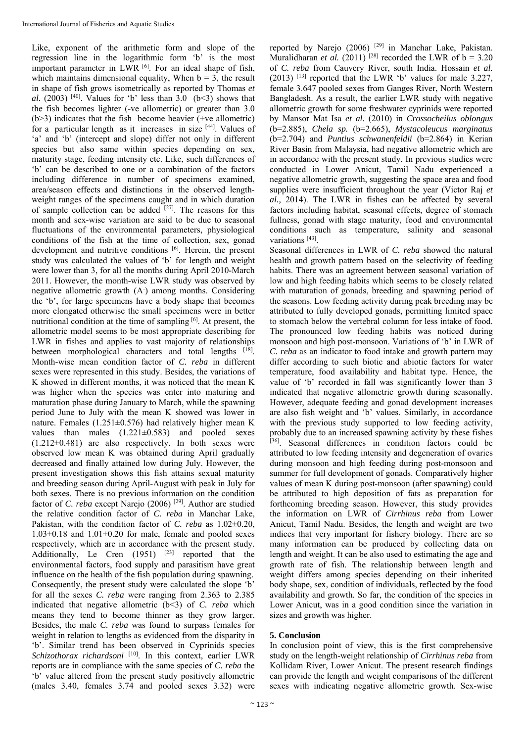Like, exponent of the arithmetic form and slope of the regression line in the logarithmic form 'b' is the most important parameter in LWR [6]. For an ideal shape of fish, which maintains dimensional equality, When b = 3, the result in shape of fish grows isometrically as reported by Thomas *et al.* (2003) [40]. Values for 'b' less than 3.0 (b<3) shows that the fish becomes lighter (-ve allometric) or greater than 3.0 (b>3) indicates that the fish become heavier (+ve allometric) for a particular length as it increases in size [44]. Values of 'a' and 'b' (intercept and slope) differ not only in different species but also same within species depending on sex, maturity stage, feeding intensity etc. Like, such differences of 'b' can be described to one or a combination of the factors including difference in number of specimens examined, area/season effects and distinctions in the observed length-weight ranges of the specimens caught and in which duration of sample collection can be added [27]. The reasons for this month and sex-wise variation are said to be due to seasonal fluctuations of the environmental parameters, physiological conditions of the fish at the time of collection, sex, gonad development and nutritive conditions [6]. Herein, the present study was calculated the values of 'b' for length and weight were lower than 3, for all the months during April 2010-March 2011. However, the month-wise LWR study was observed by negative allometric growth ($A^-$) among months. Considering the 'b', for large specimens have a body shape that becomes more elongated otherwise the small specimens were in better nutritional condition at the time of sampling [6]. At present, the allometric model seems to be most appropriate describing for LWR in fishes and applies to vast majority of relationships between morphological characters and total lengths [18]. Month-wise mean condition factor of *C. reba* in different sexes were represented in this study. Besides, the variations of K showed in different months, it was noticed that the mean K was higher when the species was enter into maturing and maturation phase during January to March, while the spawning period June to July with the mean K showed was lower in nature. Females (1.251±0.576) had relatively higher mean K values than males (1.221±0.583) and pooled sexes (1.212±0.481) are also respectively. In both sexes were observed low mean K was obtained during April gradually decreased and finally attained low during July. However, the present investigation shows this fish attains sexual maturity and breeding season during April-August with peak in July for both sexes. There is no previous information on the condition factor of *C. reba* except Narejo (2006) [29]. Author are studied the relative condition factor of *C. reba* in Manchar Lake, Pakistan, with the condition factor of *C. reba* as 1.02±0.20, 1.03±0.18 and 1.01±0.20 for male, female and pooled sexes respectively, which are in accordance with the present study. Additionally, Le Cren (1951) [23] reported that the environmental factors, food supply and parasitism have great influence on the health of the fish population during spawning. Consequently, the present study were calculated the slope 'b' for all the sexes *C. reba* were ranging from 2.363 to 2.385 indicated that negative allometric (b<3) of *C. reba* which means they tend to become thinner as they grow larger. Besides, the male *C. reba* was found to surpass females for weight in relation to lengths as evidenced from the disparity in 'b'. Similar trend has been observed in Cyprinids species *Schizothorax richardsoni* [10]. In this context, earlier LWR reports are in compliance with the same species of *C. reba* the 'b' value altered from the present study positively allometric (males 3.40, females 3.74 and pooled sexes 3.32) were reported by Narejo (2006) [29] in Manchar Lake, Pakistan. Muralidharan *et al.* (2011) [28] recorded the LWR of b = 3.20 of *C. reba* from Cauvery River, south India. Hossain *et al.* (2013) [13] reported that the LWR 'b' values for male 3.227, female 3.647 pooled sexes from Ganges River, North Western Bangladesh. As a result, the earlier LWR study with negative allometric growth for some freshwater cyprinids were reported by Mansor Mat Isa *et al.* (2010) in *Crossocheilus oblongus* (b=2.885), *Chela sp.* (b=2.665), *Mystacoleucus marginatus* (b=2.704) and *Puntius schwanenfeldii* (b=2.864) in Kerian River Basin from Malaysia, had negative allometric which are in accordance with the present study. In previous studies were conducted in Lower Anicut, Tamil Nadu experienced a negative allometric growth, suggesting the space area and food supplies were insufficient throughout the year (Victor Raj *et al.,* 2014). The LWR in fishes can be affected by several factors including habitat, seasonal effects, degree of stomach fullness, gonad with stage maturity, food and environmental conditions such as temperature, salinity and seasonal variations [43].

Seasonal differences in LWR of *C. reba* showed the natural health and growth pattern based on the selectivity of feeding habits. There was an agreement between seasonal variation of low and high feeding habits which seems to be closely related with maturation of gonads, breeding and spawning period of the seasons. Low feeding activity during peak breeding may be attributed to fully developed gonads, permitting limited space to stomach below the vertebral column for less intake of food. The pronounced low feeding habits was noticed during monsoon and high post-monsoon. Variations of 'b' in LWR of *C. reba* as an indicator to food intake and growth pattern may differ according to such biotic and abiotic factors for water temperature, food availability and habitat type. Hence, the value of 'b' recorded in fall was significantly lower than 3 indicated that negative allometric growth during seasonally. However, adequate feeding and gonad development increases are also fish weight and 'b' values. Similarly, in accordance with the previous study supported to low feeding activity, probably due to an increased spawning activity by these fishes [36]. Seasonal differences in condition factors could be attributed to low feeding intensity and degeneration of ovaries during monsoon and high feeding during post-monsoon and summer for full development of gonads. Comparatively higher values of mean K during post-monsoon (after spawning) could be attributed to high deposition of fats as preparation for forthcoming breeding season. However, this study provides the information on LWR of *Cirrhinus reba* from Lower Anicut, Tamil Nadu. Besides, the length and weight are two indices that very important for fishery biology. There are so many information can be produced by collecting data on length and weight. It can be also used to estimating the age and growth rate of fish. The relationship between length and weight differs among species depending on their inherited body shape, sex, condition of individuals, reflected by the food availability and growth. So far, the condition of the species in Lower Anicut, was in a good condition since the variation in sizes and growth was higher.

## 5. Conclusion

In conclusion point of view, this is the first comprehensive study on the length-weight relationship of *Cirrhinus reba* from Kollidam River, Lower Anicut. The present research findings can provide the length and weight comparisons of the different sexes with indicating negative allometric growth. Sex-wise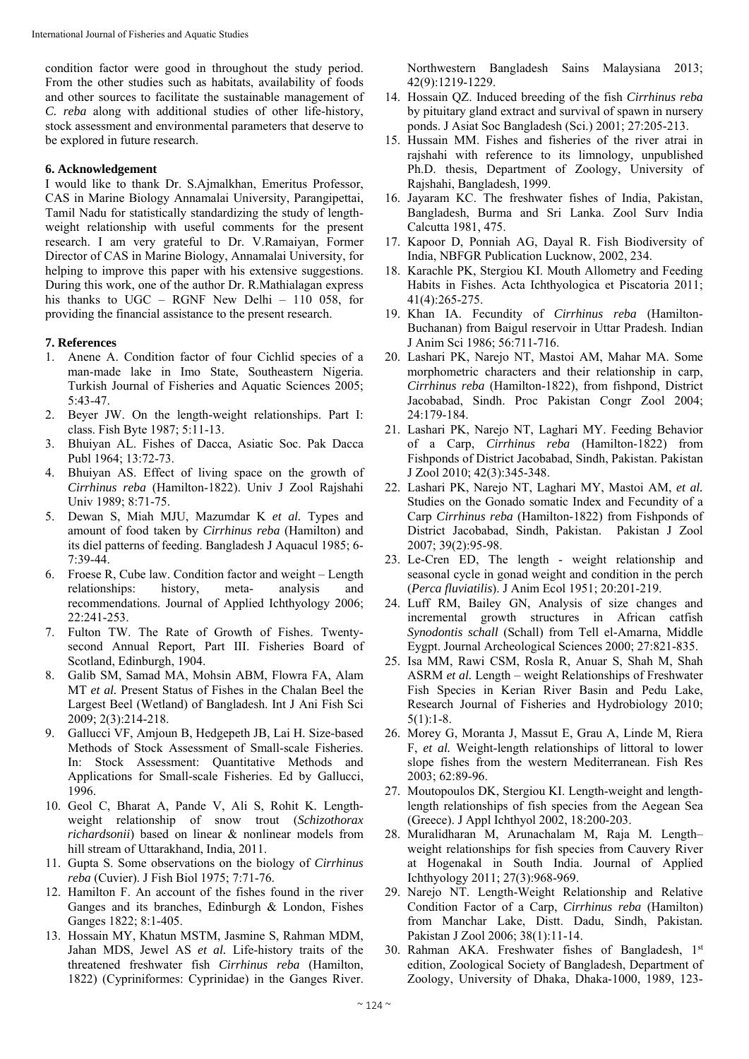condition factor were good in throughout the study period. From the other studies such as habitats, availability of foods and other sources to facilitate the sustainable management of *C. reba* along with additional studies of other life-history, stock assessment and environmental parameters that deserve to be explored in future research.

## 6. Acknowledgement

I would like to thank Dr. S.Ajmalkhan, Emeritus Professor, CAS in Marine Biology Annamalai University, Parangipettai, Tamil Nadu for statistically standardizing the study of length-weight relationship with useful comments for the present research. I am very grateful to Dr. V.Ramaiyan, Former Director of CAS in Marine Biology, Annamalai University, for helping to improve this paper with his extensive suggestions. During this work, one of the author Dr. R.Mathialagan express his thanks to UGC – RGNF New Delhi – 110 058, for providing the financial assistance to the present research.

## 7. References

1. Anene A. Condition factor of four Cichlid species of a man-made lake in Imo State, Southeastern Nigeria. Turkish Journal of Fisheries and Aquatic Sciences 2005; 5:43-47.
2. Beyer JW. On the length-weight relationships. Part I: class. Fish Byte 1987; 5:11-13.
3. Bhuiyan AL. Fishes of Dacca, Asiatic Soc. Pak Dacca Publ 1964; 13:72-73.
4. Bhuiyan AS. Effect of living space on the growth of *Cirrhinus reba* (Hamilton-1822). Univ J Zool Rajshahi Univ 1989; 8:71-75.
5. Dewan S, Miah MJU, Mazumdar K *et al.* Types and amount of food taken by *Cirrhinus reba* (Hamilton) and its diel patterns of feeding. Bangladesh J Aquacul 1985; 6-7:39-44.
6. Froese R, Cube law. Condition factor and weight – Length relationships: history, meta- analysis and recommendations. Journal of Applied Ichthyology 2006; 22:241-253.
7. Fulton TW. The Rate of Growth of Fishes. Twenty-second Annual Report, Part III. Fisheries Board of Scotland, Edinburgh, 1904.
8. Galib SM, Samad MA, Mohsin ABM, Flowra FA, Alam MT *et al.* Present Status of Fishes in the Chalan Beel the Largest Beel (Wetland) of Bangladesh. Int J Ani Fish Sci 2009; 2(3):214-218.
9. Gallucci VF, Amjoun B, Hedgepeth JB, Lai H. Size-based Methods of Stock Assessment of Small-scale Fisheries. In: Stock Assessment: Quantitative Methods and Applications for Small-scale Fisheries. Ed by Gallucci, 1996.
10. Geol C, Bharat A, Pande V, Ali S, Rohit K. Length-weight relationship of snow trout (*Schizothorax richardsonii*) based on linear & nonlinear models from hill stream of Uttarakhand, India, 2011.
11. Gupta S. Some observations on the biology of *Cirrhinus reba* (Cuvier). J Fish Biol 1975; 7:71-76.
12. Hamilton F. An account of the fishes found in the river Ganges and its branches, Edinburgh & London, Fishes Ganges 1822; 8:1-405.
13. Hossain MY, Khatun MSTM, Jasmine S, Rahman MDM, Jahan MDS, Jewel AS *et al.* Life-history traits of the threatened freshwater fish *Cirrhinus reba* (Hamilton, 1822) (Cypriniformes: Cyprinidae) in the Ganges River. Northwestern Bangladesh Sains Malaysiana 2013; 42(9):1219-1229.
14. Hossain QZ. Induced breeding of the fish *Cirrhinus reba* by pituitary gland extract and survival of spawn in nursery ponds. J Asiat Soc Bangladesh (Sci.) 2001; 27:205-213.
15. Hussain MM. Fishes and fisheries of the river atrai in rajshahi with reference to its limnology, unpublished Ph.D. thesis, Department of Zoology, University of Rajshahi, Bangladesh, 1999.
16. Jayaram KC. The freshwater fishes of India, Pakistan, Bangladesh, Burma and Sri Lanka. Zool Surv India Calcutta 1981, 475.
17. Kapoor D, Ponniah AG, Dayal R. Fish Biodiversity of India, NBFGR Publication Lucknow, 2002, 234.
18. Karachle PK, Stergiou KI. Mouth Allometry and Feeding Habits in Fishes. Acta Ichthyologica et Piscatoria 2011; 41(4):265-275.
19. Khan IA. Fecundity of *Cirrhinus reba* (Hamilton-Buchanan) from Baigul reservoir in Uttar Pradesh. Indian J Anim Sci 1986; 56:711-716.
20. Lashari PK, Narejo NT, Mastoi AM, Mahar MA. Some morphometric characters and their relationship in carp, *Cirrhinus reba* (Hamilton-1822), from fishpond, District Jacobabad, Sindh. Proc Pakistan Congr Zool 2004; 24:179-184.
21. Lashari PK, Narejo NT, Laghari MY. Feeding Behavior of a Carp, *Cirrhinus reba* (Hamilton-1822) from Fishponds of District Jacobabad, Sindh, Pakistan. Pakistan J Zool 2010; 42(3):345-348.
22. Lashari PK, Narejo NT, Laghari MY, Mastoi AM, *et al.* Studies on the Gonado somatic Index and Fecundity of a Carp *Cirrhinus reba* (Hamilton-1822) from Fishponds of District Jacobabad, Sindh, Pakistan. Pakistan J Zool 2007; 39(2):95-98.
23. Le-Cren ED, The length - weight relationship and seasonal cycle in gonad weight and condition in the perch (*Perca fluviatilis*). J Anim Ecol 1951; 20:201-219.
24. Luff RM, Bailey GN, Analysis of size changes and incremental growth structures in African catfish *Synodontis schall* (Schall) from Tell el-Amarna, Middle Eygpt. Journal Archeological Sciences 2000; 27:821-835.
25. Isa MM, Rawi CSM, Rosla R, Anuar S, Shah M, Shah ASRM *et al.* Length – weight Relationships of Freshwater Fish Species in Kerian River Basin and Pedu Lake, Research Journal of Fisheries and Hydrobiology 2010; 5(1):1-8.
26. Morey G, Moranta J, Massut E, Grau A, Linde M, Riera F, *et al.* Weight-length relationships of littoral to lower slope fishes from the western Mediterranean. Fish Res 2003; 62:89-96.
27. Moutopoulos DK, Stergiou KI. Length-weight and length-length relationships of fish species from the Aegean Sea (Greece). J Appl Ichthyol 2002, 18:200-203.
28. Muralidharan M, Arunachalam M, Raja M. Length–weight relationships for fish species from Cauvery River at Hogenakal in South India. Journal of Applied Ichthyology 2011; 27(3):968-969.
29. Narejo NT. Length-Weight Relationship and Relative Condition Factor of a Carp, *Cirrhinus reba* (Hamilton) from Manchar Lake, Distt. Dadu, Sindh, Pakistan. Pakistan J Zool 2006; 38(1):11-14.
30. Rahman AKA. Freshwater fishes of Bangladesh, 1st edition, Zoological Society of Bangladesh, Department of Zoology, University of Dhaka, Dhaka-1000, 1989, 123-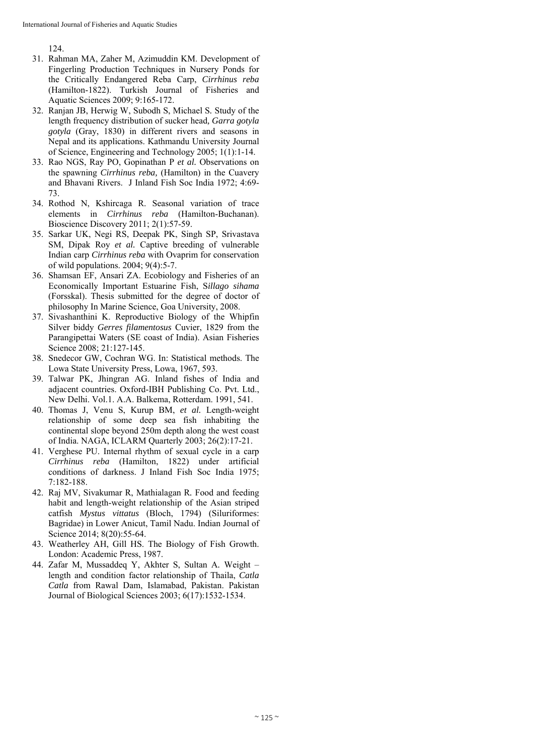124.

31. Rahman MA, Zaher M, Azimuddin KM. Development of Fingerling Production Techniques in Nursery Ponds for the Critically Endangered Reba Carp, *Cirrhinus reba* (Hamilton-1822). Turkish Journal of Fisheries and Aquatic Sciences 2009; 9:165-172.
32. Ranjan JB, Herwig W, Subodh S, Michael S. Study of the length frequency distribution of sucker head, *Garra gotyla gotyla* (Gray, 1830) in different rivers and seasons in Nepal and its applications. Kathmandu University Journal of Science, Engineering and Technology 2005; 1(1):1-14.
33. Rao NGS, Ray PO, Gopinathan P *et al.* Observations on the spawning *Cirrhinus reba,* (Hamilton) in the Cuavery and Bhavani Rivers. J Inland Fish Soc India 1972; 4:69-73.
34. Rothod N, Kshircaga R. Seasonal variation of trace elements in *Cirrhinus reba* (Hamilton-Buchanan). Bioscience Discovery 2011; 2(1):57-59.
35. Sarkar UK, Negi RS, Deepak PK, Singh SP, Srivastava SM, Dipak Roy *et al.* Captive breeding of vulnerable Indian carp *Cirrhinus reba* with Ovaprim for conservation of wild populations. 2004; 9(4):5-7.
36. Shamsan EF, Ansari ZA. Ecobiology and Fisheries of an Economically Important Estuarine Fish, S*illago sihama* (Forsskal). Thesis submitted for the degree of doctor of philosophy In Marine Science, Goa University, 2008.
37. Sivashanthini K. Reproductive Biology of the Whipfin Silver biddy *Gerres filamentosus* Cuvier, 1829 from the Parangipettai Waters (SE coast of India). Asian Fisheries Science 2008; 21:127-145.
38. Snedecor GW, Cochran WG. In: Statistical methods. The Lowa State University Press, Lowa, 1967, 593.
39. Talwar PK, Jhingran AG. Inland fishes of India and adjacent countries. Oxford-IBH Publishing Co. Pvt. Ltd., New Delhi. Vol.1. A.A. Balkema, Rotterdam. 1991, 541.
40. Thomas J, Venu S, Kurup BM, *et al.* Length-weight relationship of some deep sea fish inhabiting the continental slope beyond 250m depth along the west coast of India. NAGA, ICLARM Quarterly 2003; 26(2):17-21.
41. Verghese PU. Internal rhythm of sexual cycle in a carp *Cirrhinus reba* (Hamilton, 1822) under artificial conditions of darkness. J Inland Fish Soc India 1975; 7:182-188.
42. Raj MV, Sivakumar R, Mathialagan R. Food and feeding habit and length-weight relationship of the Asian striped catfish *Mystus vittatus* (Bloch, 1794) (Siluriformes: Bagridae) in Lower Anicut, Tamil Nadu. Indian Journal of Science 2014; 8(20):55-64.
43. Weatherley AH, Gill HS. The Biology of Fish Growth. London: Academic Press, 1987.
44. Zafar M, Mussaddeq Y, Akhter S, Sultan A. Weight – length and condition factor relationship of Thaila, *Catla Catla* from Rawal Dam, Islamabad, Pakistan. Pakistan Journal of Biological Sciences 2003; 6(17):1532-1534.